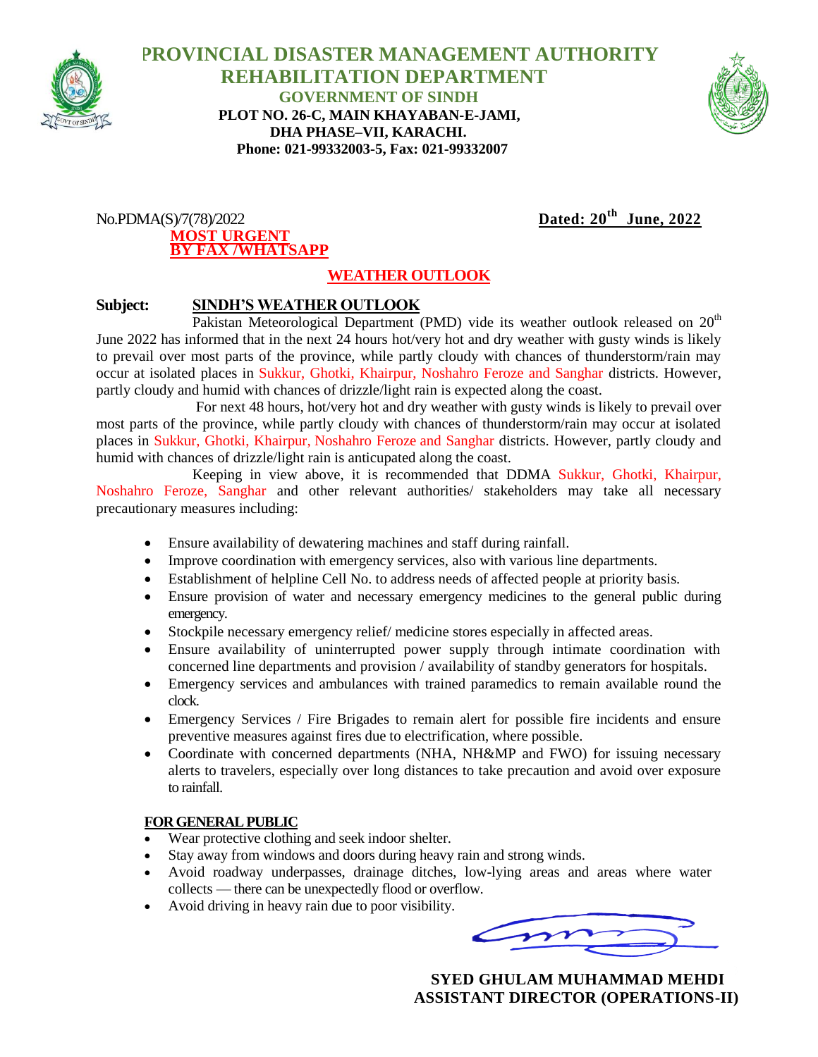# PROVINCIAL DISASTER MANAGEMENT AUTHORITY
## REHABILITATION DEPARTMENT
### GOVERNMENT OF SINDH

**PLOT NO. 26-C, MAIN KHAYABAN-E-JAMI,**
**DHA PHASE–VII, KARACHI.**
**Phone: 021-99332003-5, Fax: 021-99332007**

No.PDMA(S)/7(78)/2022 **Dated: 20th June, 2022**

**MOST URGENT**
**BY FAX /WHATSAPP**

**WEATHER OUTLOOK**

**Subject: SINDH'S WEATHER OUTLOOK**

Pakistan Meteorological Department (PMD) vide its weather outlook released on 20th June 2022 has informed that in the next 24 hours hot/very hot and dry weather with gusty winds is likely to prevail over most parts of the province, while partly cloudy with chances of thunderstorm/rain may occur at isolated places in Sukkur, Ghotki, Khairpur, Noshahro Feroze and Sanghar districts. However, partly cloudy and humid with chances of drizzle/light rain is expected along the coast.

For next 48 hours, hot/very hot and dry weather with gusty winds is likely to prevail over most parts of the province, while partly cloudy with chances of thunderstorm/rain may occur at isolated places in Sukkur, Ghotki, Khairpur, Noshahro Feroze and Sanghar districts. However, partly cloudy and humid with chances of drizzle/light rain is anticupated along the coast.

Keeping in view above, it is recommended that DDMA Sukkur, Ghotki, Khairpur, Noshahro Feroze, Sanghar and other relevant authorities/ stakeholders may take all necessary precautionary measures including:

- Ensure availability of dewatering machines and staff during rainfall.
- Improve coordination with emergency services, also with various line departments.
- Establishment of helpline Cell No. to address needs of affected people at priority basis.
- Ensure provision of water and necessary emergency medicines to the general public during emergency.
- Stockpile necessary emergency relief/ medicine stores especially in affected areas.
- Ensure availability of uninterrupted power supply through intimate coordination with concerned line departments and provision / availability of standby generators for hospitals.
- Emergency services and ambulances with trained paramedics to remain available round the clock.
- Emergency Services / Fire Brigades to remain alert for possible fire incidents and ensure preventive measures against fires due to electrification, where possible.
- Coordinate with concerned departments (NHA, NH&MP and FWO) for issuing necessary alerts to travelers, especially over long distances to take precaution and avoid over exposure to rainfall.

**FOR GENERAL PUBLIC**

- Wear protective clothing and seek indoor shelter.
- Stay away from windows and doors during heavy rain and strong winds.
- Avoid roadway underpasses, drainage ditches, low-lying areas and areas where water collects — there can be unexpectedly flood or overflow.
- Avoid driving in heavy rain due to poor visibility.

**SYED GHULAM MUHAMMAD MEHDI**
**ASSISTANT DIRECTOR (OPERATIONS-II)**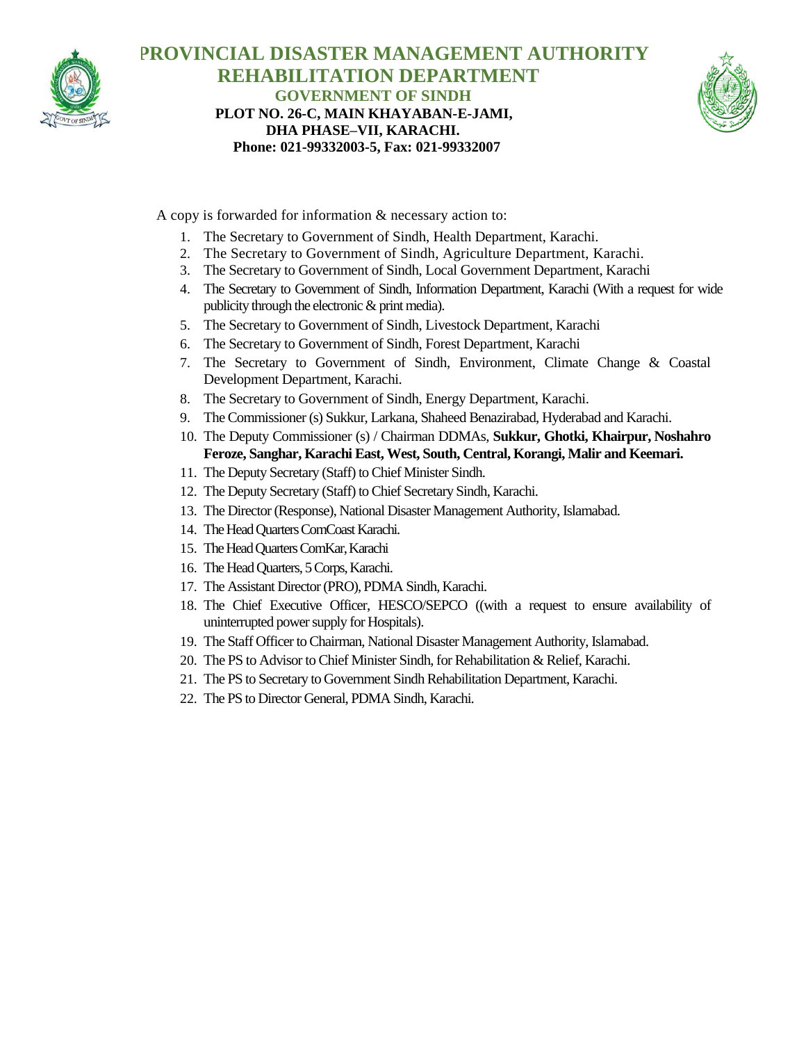# PROVINCIAL DISASTER MANAGEMENT AUTHORITY
## REHABILITATION DEPARTMENT
### GOVERNMENT OF SINDH

**PLOT NO. 26-C, MAIN KHAYABAN-E-JAMI,**
**DHA PHASE–VII, KARACHI.**
**Phone: 021-99332003-5, Fax: 021-99332007**

A copy is forwarded for information & necessary action to:

1. The Secretary to Government of Sindh, Health Department, Karachi.
2. The Secretary to Government of Sindh, Agriculture Department, Karachi.
3. The Secretary to Government of Sindh, Local Government Department, Karachi
4. The Secretary to Government of Sindh, Information Department, Karachi (With a request for wide publicity through the electronic & print media).
5. The Secretary to Government of Sindh, Livestock Department, Karachi
6. The Secretary to Government of Sindh, Forest Department, Karachi
7. The Secretary to Government of Sindh, Environment, Climate Change & Coastal Development Department, Karachi.
8. The Secretary to Government of Sindh, Energy Department, Karachi.
9. The Commissioner (s) Sukkur, Larkana, Shaheed Benazirabad, Hyderabad and Karachi.
10. The Deputy Commissioner (s) / Chairman DDMAs, **Sukkur, Ghotki, Khairpur, Noshahro Feroze, Sanghar, Karachi East, West, South, Central, Korangi, Malir and Keemari.**
11. The Deputy Secretary (Staff) to Chief Minister Sindh.
12. The Deputy Secretary (Staff) to Chief Secretary Sindh, Karachi.
13. The Director (Response), National Disaster Management Authority, Islamabad.
14. The Head Quarters ComCoast Karachi.
15. The Head Quarters ComKar, Karachi
16. The Head Quarters, 5 Corps, Karachi.
17. The Assistant Director (PRO), PDMA Sindh, Karachi.
18. The Chief Executive Officer, HESCO/SEPCO ((with a request to ensure availability of uninterrupted power supply for Hospitals).
19. The Staff Officer to Chairman, National Disaster Management Authority, Islamabad.
20. The PS to Advisor to Chief Minister Sindh, for Rehabilitation & Relief, Karachi.
21. The PS to Secretary to Government Sindh Rehabilitation Department, Karachi.
22. The PS to Director General, PDMA Sindh, Karachi.